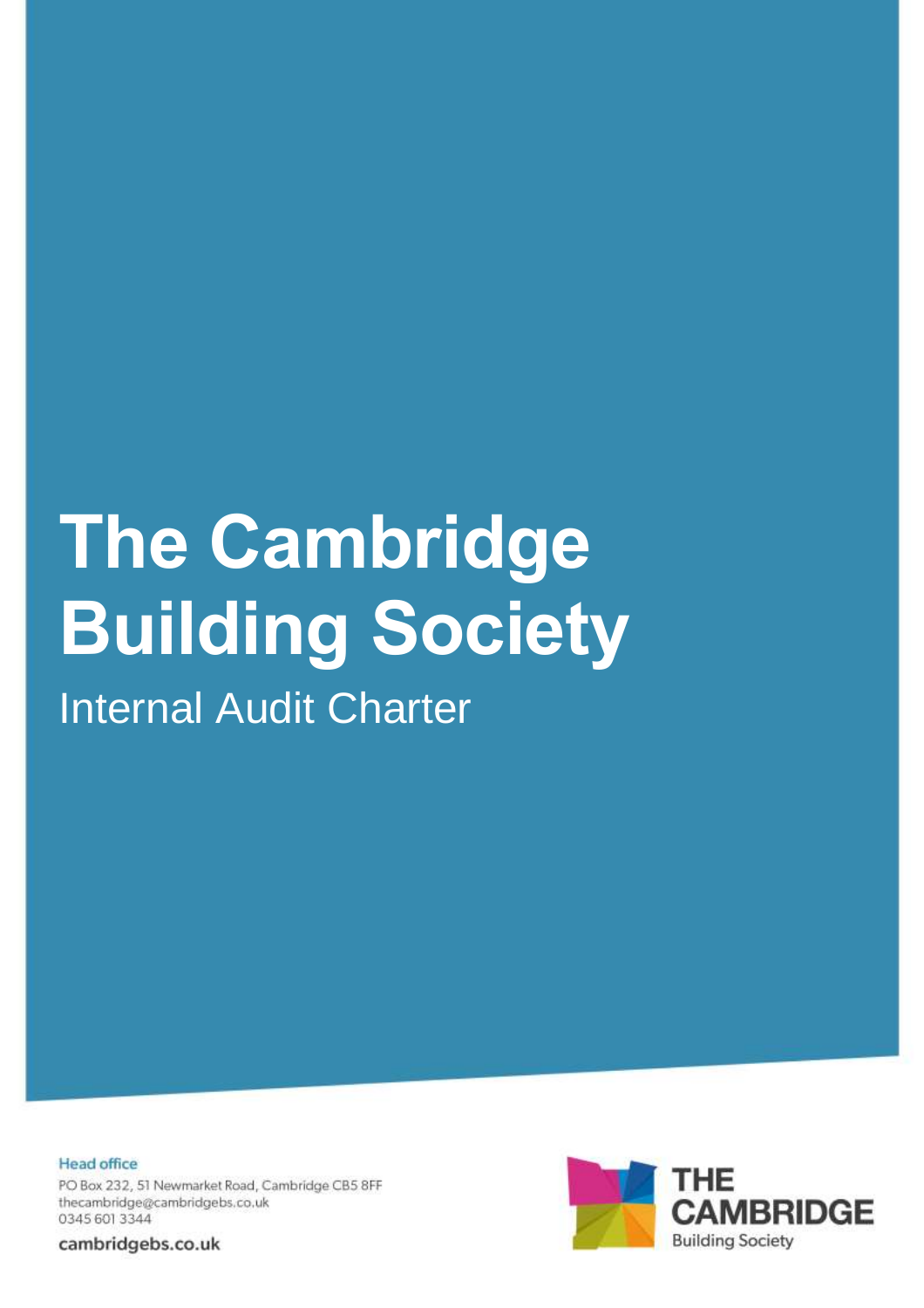# The Cambridge Building Society

## Internal Audit Charter

**Head office**

PO Box 232, 51 Newmarket Road, Cambridge CB5 8FF
thecambridge@cambridgebs.co.uk
0345 601 3344

cambridgebs.co.uk

THE CAMBRIDGE
Building Society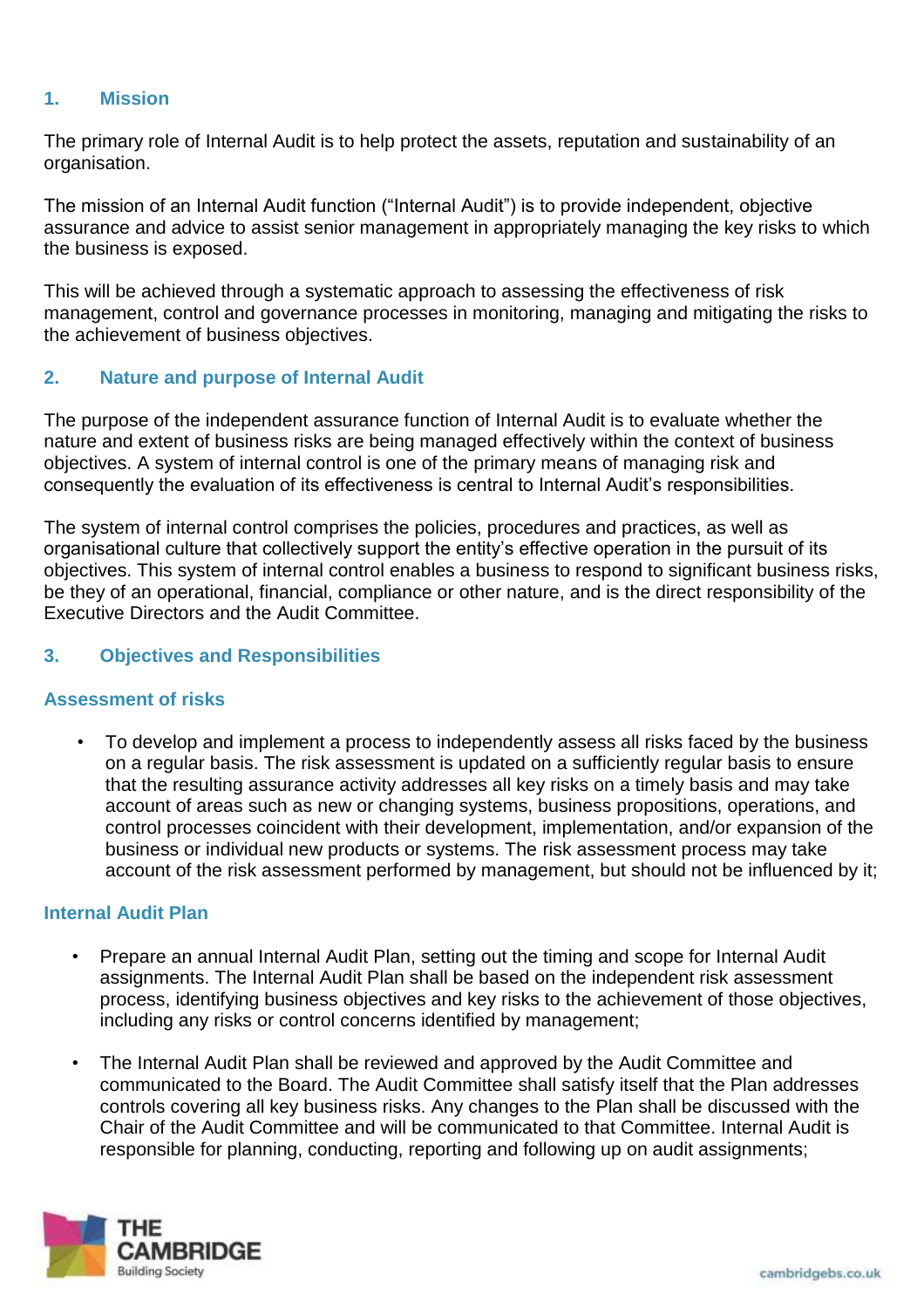## 1. Mission

The primary role of Internal Audit is to help protect the assets, reputation and sustainability of an organisation.

The mission of an Internal Audit function ("Internal Audit") is to provide independent, objective assurance and advice to assist senior management in appropriately managing the key risks to which the business is exposed.

This will be achieved through a systematic approach to assessing the effectiveness of risk management, control and governance processes in monitoring, managing and mitigating the risks to the achievement of business objectives.

## 2. Nature and purpose of Internal Audit

The purpose of the independent assurance function of Internal Audit is to evaluate whether the nature and extent of business risks are being managed effectively within the context of business objectives. A system of internal control is one of the primary means of managing risk and consequently the evaluation of its effectiveness is central to Internal Audit's responsibilities.

The system of internal control comprises the policies, procedures and practices, as well as organisational culture that collectively support the entity's effective operation in the pursuit of its objectives. This system of internal control enables a business to respond to significant business risks, be they of an operational, financial, compliance or other nature, and is the direct responsibility of the Executive Directors and the Audit Committee.

## 3. Objectives and Responsibilities

### Assessment of risks

- To develop and implement a process to independently assess all risks faced by the business on a regular basis. The risk assessment is updated on a sufficiently regular basis to ensure that the resulting assurance activity addresses all key risks on a timely basis and may take account of areas such as new or changing systems, business propositions, operations, and control processes coincident with their development, implementation, and/or expansion of the business or individual new products or systems. The risk assessment process may take account of the risk assessment performed by management, but should not be influenced by it;

### Internal Audit Plan

- Prepare an annual Internal Audit Plan, setting out the timing and scope for Internal Audit assignments. The Internal Audit Plan shall be based on the independent risk assessment process, identifying business objectives and key risks to the achievement of those objectives, including any risks or control concerns identified by management;
- The Internal Audit Plan shall be reviewed and approved by the Audit Committee and communicated to the Board. The Audit Committee shall satisfy itself that the Plan addresses controls covering all key business risks. Any changes to the Plan shall be discussed with the Chair of the Audit Committee and will be communicated to that Committee. Internal Audit is responsible for planning, conducting, reporting and following up on audit assignments;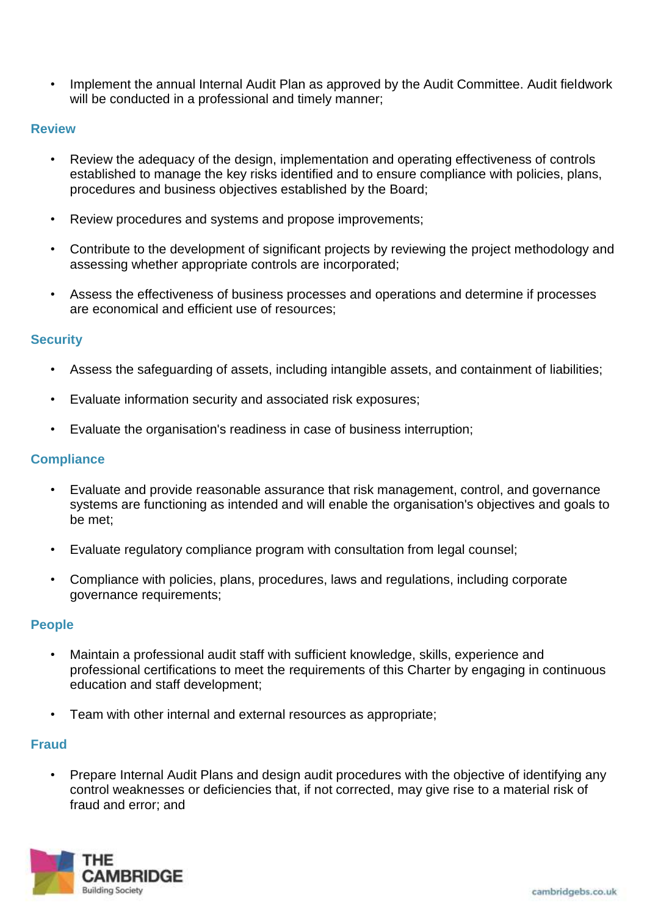- Implement the annual Internal Audit Plan as approved by the Audit Committee. Audit fieldwork will be conducted in a professional and timely manner;

### Review

- Review the adequacy of the design, implementation and operating effectiveness of controls established to manage the key risks identified and to ensure compliance with policies, plans, procedures and business objectives established by the Board;
- Review procedures and systems and propose improvements;
- Contribute to the development of significant projects by reviewing the project methodology and assessing whether appropriate controls are incorporated;
- Assess the effectiveness of business processes and operations and determine if processes are economical and efficient use of resources;

### Security

- Assess the safeguarding of assets, including intangible assets, and containment of liabilities;
- Evaluate information security and associated risk exposures;
- Evaluate the organisation's readiness in case of business interruption;

### Compliance

- Evaluate and provide reasonable assurance that risk management, control, and governance systems are functioning as intended and will enable the organisation's objectives and goals to be met;
- Evaluate regulatory compliance program with consultation from legal counsel;
- Compliance with policies, plans, procedures, laws and regulations, including corporate governance requirements;

### People

- Maintain a professional audit staff with sufficient knowledge, skills, experience and professional certifications to meet the requirements of this Charter by engaging in continuous education and staff development;
- Team with other internal and external resources as appropriate;

### Fraud

- Prepare Internal Audit Plans and design audit procedures with the objective of identifying any control weaknesses or deficiencies that, if not corrected, may give rise to a material risk of fraud and error; and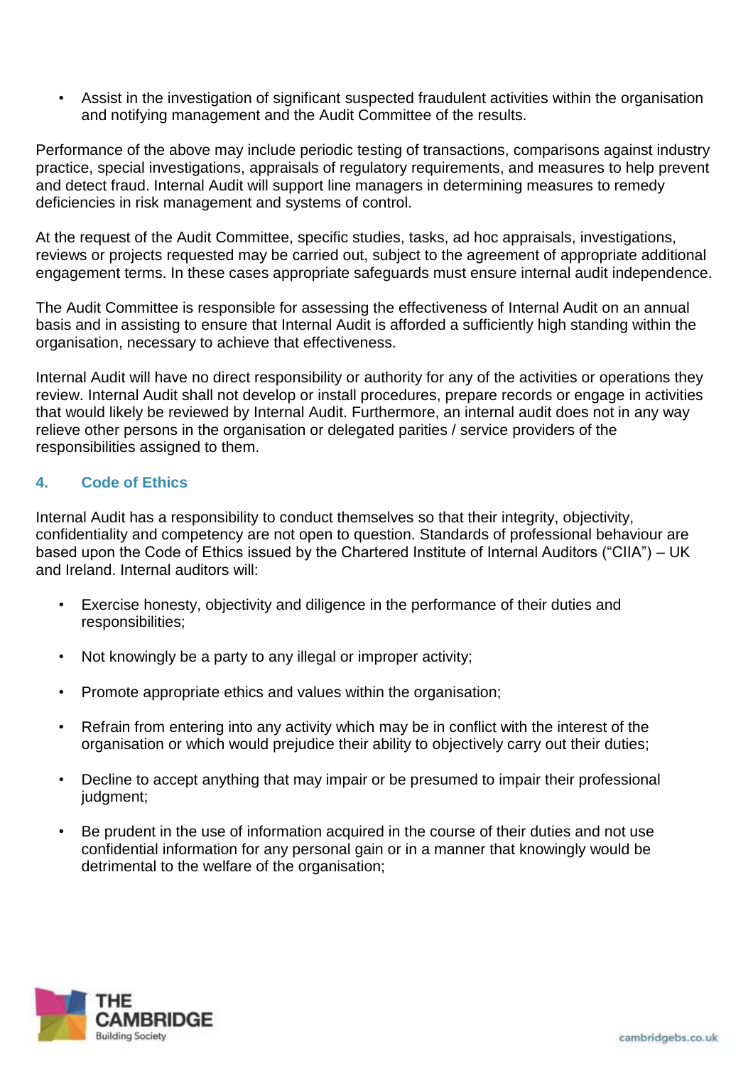- Assist in the investigation of significant suspected fraudulent activities within the organisation and notifying management and the Audit Committee of the results.

Performance of the above may include periodic testing of transactions, comparisons against industry practice, special investigations, appraisals of regulatory requirements, and measures to help prevent and detect fraud. Internal Audit will support line managers in determining measures to remedy deficiencies in risk management and systems of control.

At the request of the Audit Committee, specific studies, tasks, ad hoc appraisals, investigations, reviews or projects requested may be carried out, subject to the agreement of appropriate additional engagement terms. In these cases appropriate safeguards must ensure internal audit independence.

The Audit Committee is responsible for assessing the effectiveness of Internal Audit on an annual basis and in assisting to ensure that Internal Audit is afforded a sufficiently high standing within the organisation, necessary to achieve that effectiveness.

Internal Audit will have no direct responsibility or authority for any of the activities or operations they review. Internal Audit shall not develop or install procedures, prepare records or engage in activities that would likely be reviewed by Internal Audit. Furthermore, an internal audit does not in any way relieve other persons in the organisation or delegated parities / service providers of the responsibilities assigned to them.

## 4. Code of Ethics

Internal Audit has a responsibility to conduct themselves so that their integrity, objectivity, confidentiality and competency are not open to question. Standards of professional behaviour are based upon the Code of Ethics issued by the Chartered Institute of Internal Auditors ("CIIA") – UK and Ireland. Internal auditors will:

- Exercise honesty, objectivity and diligence in the performance of their duties and responsibilities;
- Not knowingly be a party to any illegal or improper activity;
- Promote appropriate ethics and values within the organisation;
- Refrain from entering into any activity which may be in conflict with the interest of the organisation or which would prejudice their ability to objectively carry out their duties;
- Decline to accept anything that may impair or be presumed to impair their professional judgment;
- Be prudent in the use of information acquired in the course of their duties and not use confidential information for any personal gain or in a manner that knowingly would be detrimental to the welfare of the organisation;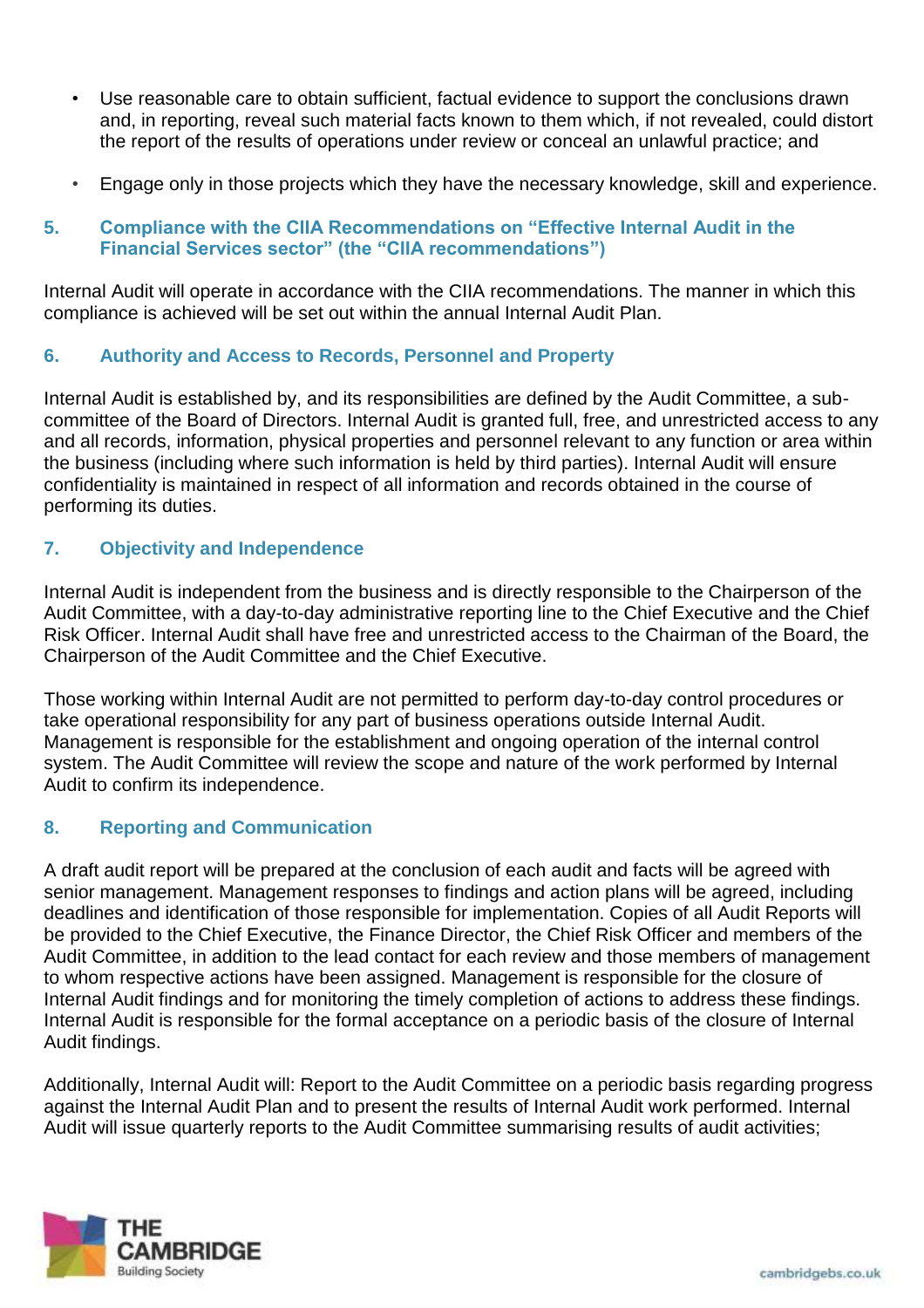- Use reasonable care to obtain sufficient, factual evidence to support the conclusions drawn and, in reporting, reveal such material facts known to them which, if not revealed, could distort the report of the results of operations under review or conceal an unlawful practice; and
- Engage only in those projects which they have the necessary knowledge, skill and experience.

## 5. Compliance with the CIIA Recommendations on "Effective Internal Audit in the Financial Services sector" (the "CIIA recommendations")

Internal Audit will operate in accordance with the CIIA recommendations. The manner in which this compliance is achieved will be set out within the annual Internal Audit Plan.

## 6. Authority and Access to Records, Personnel and Property

Internal Audit is established by, and its responsibilities are defined by the Audit Committee, a sub-committee of the Board of Directors. Internal Audit is granted full, free, and unrestricted access to any and all records, information, physical properties and personnel relevant to any function or area within the business (including where such information is held by third parties). Internal Audit will ensure confidentiality is maintained in respect of all information and records obtained in the course of performing its duties.

## 7. Objectivity and Independence

Internal Audit is independent from the business and is directly responsible to the Chairperson of the Audit Committee, with a day-to-day administrative reporting line to the Chief Executive and the Chief Risk Officer. Internal Audit shall have free and unrestricted access to the Chairman of the Board, the Chairperson of the Audit Committee and the Chief Executive.

Those working within Internal Audit are not permitted to perform day-to-day control procedures or take operational responsibility for any part of business operations outside Internal Audit. Management is responsible for the establishment and ongoing operation of the internal control system. The Audit Committee will review the scope and nature of the work performed by Internal Audit to confirm its independence.

## 8. Reporting and Communication

A draft audit report will be prepared at the conclusion of each audit and facts will be agreed with senior management. Management responses to findings and action plans will be agreed, including deadlines and identification of those responsible for implementation. Copies of all Audit Reports will be provided to the Chief Executive, the Finance Director, the Chief Risk Officer and members of the Audit Committee, in addition to the lead contact for each review and those members of management to whom respective actions have been assigned. Management is responsible for the closure of Internal Audit findings and for monitoring the timely completion of actions to address these findings. Internal Audit is responsible for the formal acceptance on a periodic basis of the closure of Internal Audit findings.

Additionally, Internal Audit will: Report to the Audit Committee on a periodic basis regarding progress against the Internal Audit Plan and to present the results of Internal Audit work performed. Internal Audit will issue quarterly reports to the Audit Committee summarising results of audit activities;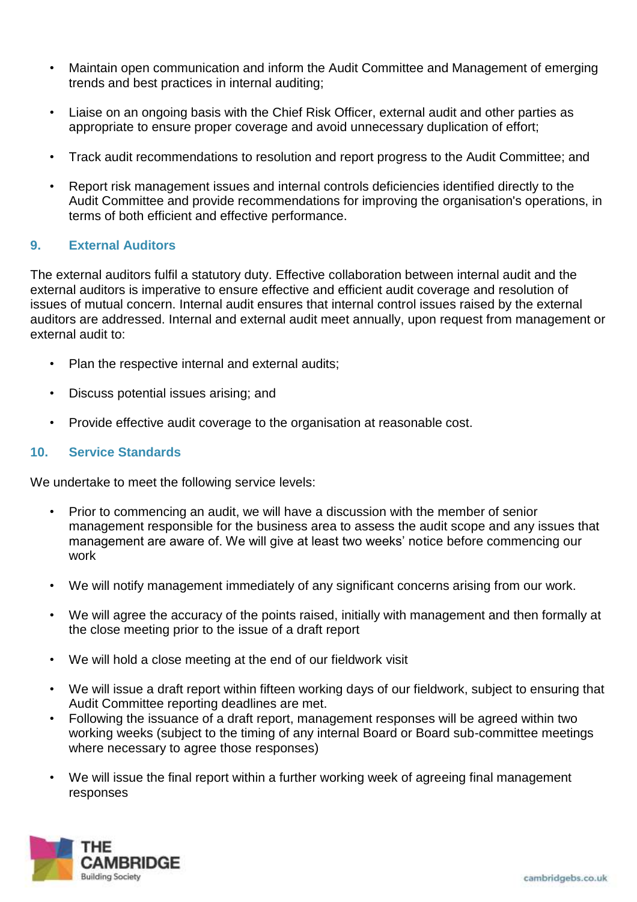- Maintain open communication and inform the Audit Committee and Management of emerging trends and best practices in internal auditing;
- Liaise on an ongoing basis with the Chief Risk Officer, external audit and other parties as appropriate to ensure proper coverage and avoid unnecessary duplication of effort;
- Track audit recommendations to resolution and report progress to the Audit Committee; and
- Report risk management issues and internal controls deficiencies identified directly to the Audit Committee and provide recommendations for improving the organisation's operations, in terms of both efficient and effective performance.

## 9. External Auditors

The external auditors fulfil a statutory duty. Effective collaboration between internal audit and the external auditors is imperative to ensure effective and efficient audit coverage and resolution of issues of mutual concern. Internal audit ensures that internal control issues raised by the external auditors are addressed. Internal and external audit meet annually, upon request from management or external audit to:

- Plan the respective internal and external audits;
- Discuss potential issues arising; and
- Provide effective audit coverage to the organisation at reasonable cost.

## 10. Service Standards

We undertake to meet the following service levels:

- Prior to commencing an audit, we will have a discussion with the member of senior management responsible for the business area to assess the audit scope and any issues that management are aware of. We will give at least two weeks' notice before commencing our work
- We will notify management immediately of any significant concerns arising from our work.
- We will agree the accuracy of the points raised, initially with management and then formally at the close meeting prior to the issue of a draft report
- We will hold a close meeting at the end of our fieldwork visit
- We will issue a draft report within fifteen working days of our fieldwork, subject to ensuring that Audit Committee reporting deadlines are met.
- Following the issuance of a draft report, management responses will be agreed within two working weeks (subject to the timing of any internal Board or Board sub-committee meetings where necessary to agree those responses)
- We will issue the final report within a further working week of agreeing final management responses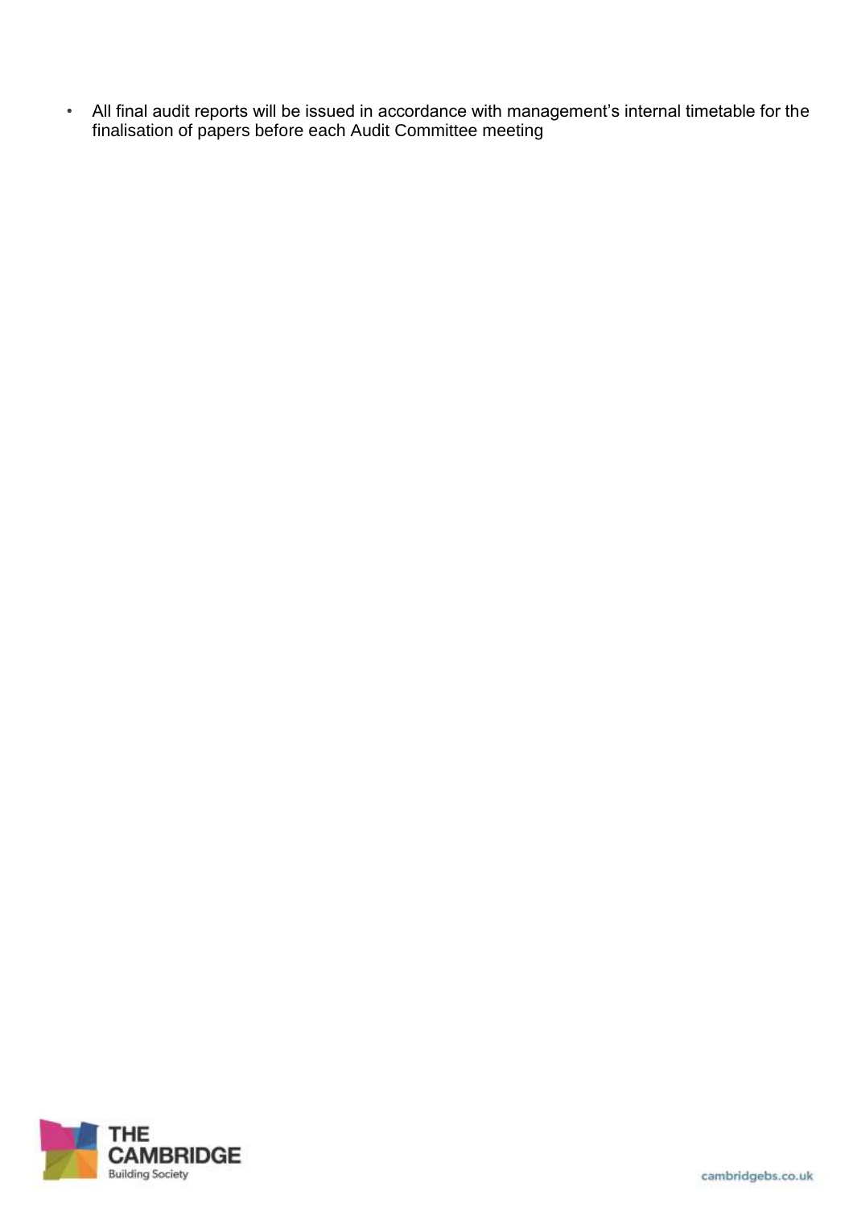- All final audit reports will be issued in accordance with management's internal timetable for the finalisation of papers before each Audit Committee meeting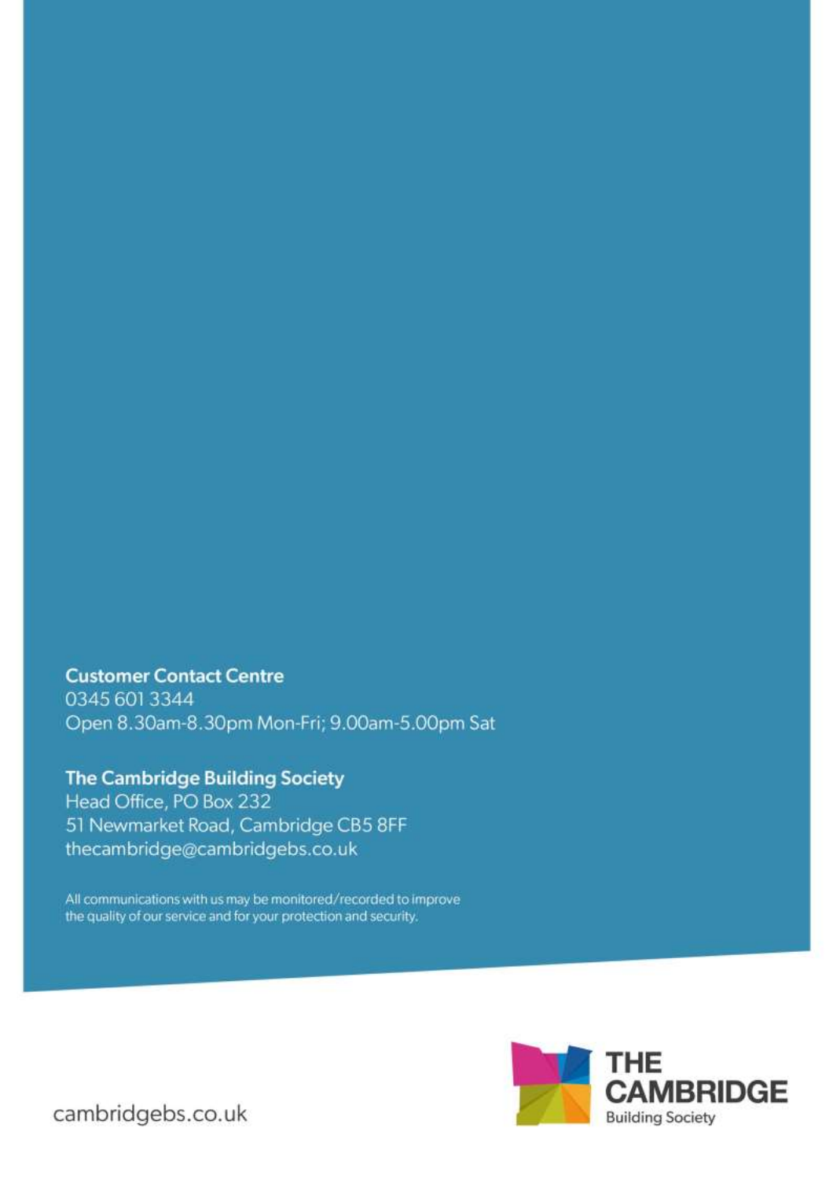**Customer Contact Centre**
0345 601 3344
Open 8.30am-8.30pm Mon-Fri; 9.00am-5.00pm Sat

**The Cambridge Building Society**
Head Office, PO Box 232
51 Newmarket Road, Cambridge CB5 8FF
thecambridge@cambridgebs.co.uk

All communications with us may be monitored/recorded to improve the quality of our service and for your protection and security.

cambridgebs.co.uk

THE CAMBRIDGE
Building Society